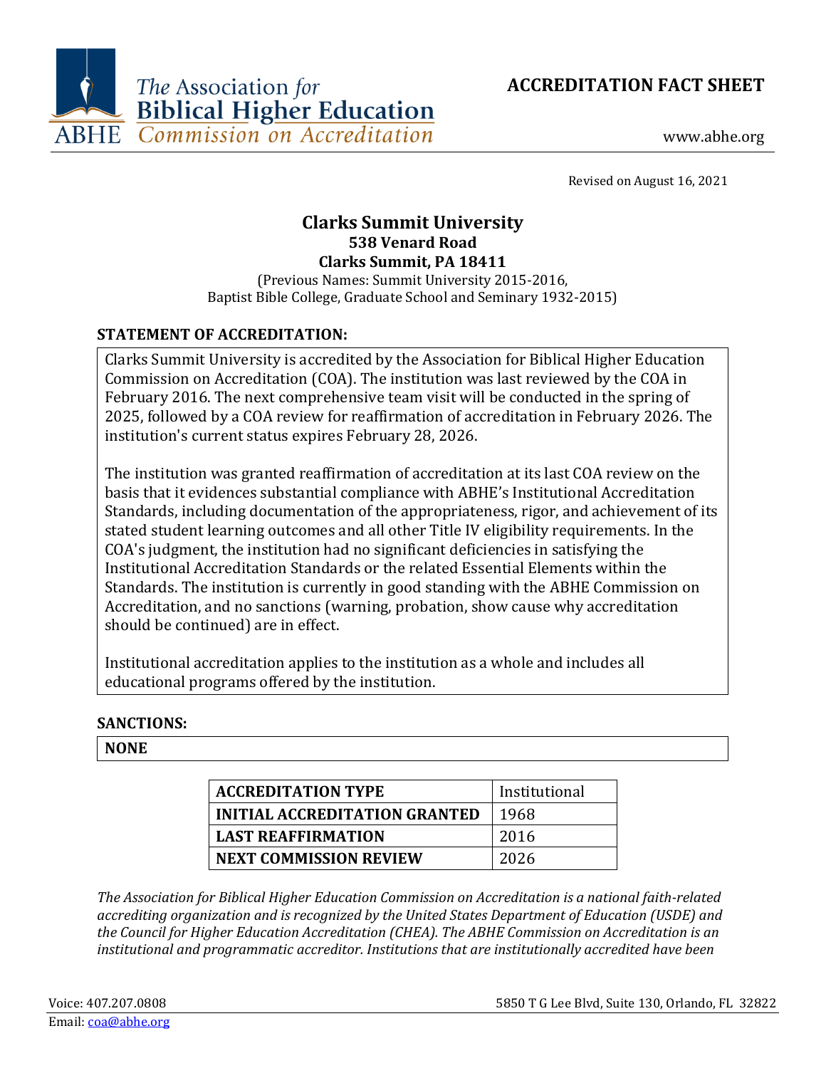The Association for Biblical Higher Education
ABHE Commission on Accreditation

# ACCREDITATION FACT SHEET

www.abhe.org

Revised on August 16, 2021

## Clarks Summit University

**538 Venard Road**
**Clarks Summit, PA 18411**

(Previous Names: Summit University 2015-2016,
Baptist Bible College, Graduate School and Seminary 1932-2015)

### STATEMENT OF ACCREDITATION:

Clarks Summit University is accredited by the Association for Biblical Higher Education Commission on Accreditation (COA). The institution was last reviewed by the COA in February 2016. The next comprehensive team visit will be conducted in the spring of 2025, followed by a COA review for reaffirmation of accreditation in February 2026. The institution's current status expires February 28, 2026.

The institution was granted reaffirmation of accreditation at its last COA review on the basis that it evidences substantial compliance with ABHE's Institutional Accreditation Standards, including documentation of the appropriateness, rigor, and achievement of its stated student learning outcomes and all other Title IV eligibility requirements. In the COA's judgment, the institution had no significant deficiencies in satisfying the Institutional Accreditation Standards or the related Essential Elements within the Standards. The institution is currently in good standing with the ABHE Commission on Accreditation, and no sanctions (warning, probation, show cause why accreditation should be continued) are in effect.

Institutional accreditation applies to the institution as a whole and includes all educational programs offered by the institution.

### SANCTIONS:

**NONE**

| ACCREDITATION TYPE | Institutional |
|---|---|
| INITIAL ACCREDITATION GRANTED | 1968 |
| LAST REAFFIRMATION | 2016 |
| NEXT COMMISSION REVIEW | 2026 |

*The Association for Biblical Higher Education Commission on Accreditation is a national faith-related accrediting organization and is recognized by the United States Department of Education (USDE) and the Council for Higher Education Accreditation (CHEA). The ABHE Commission on Accreditation is an institutional and programmatic accreditor. Institutions that are institutionally accredited have been*

Voice: 407.207.0808
Email: coa@abhe.org
5850 T G Lee Blvd, Suite 130, Orlando, FL 32822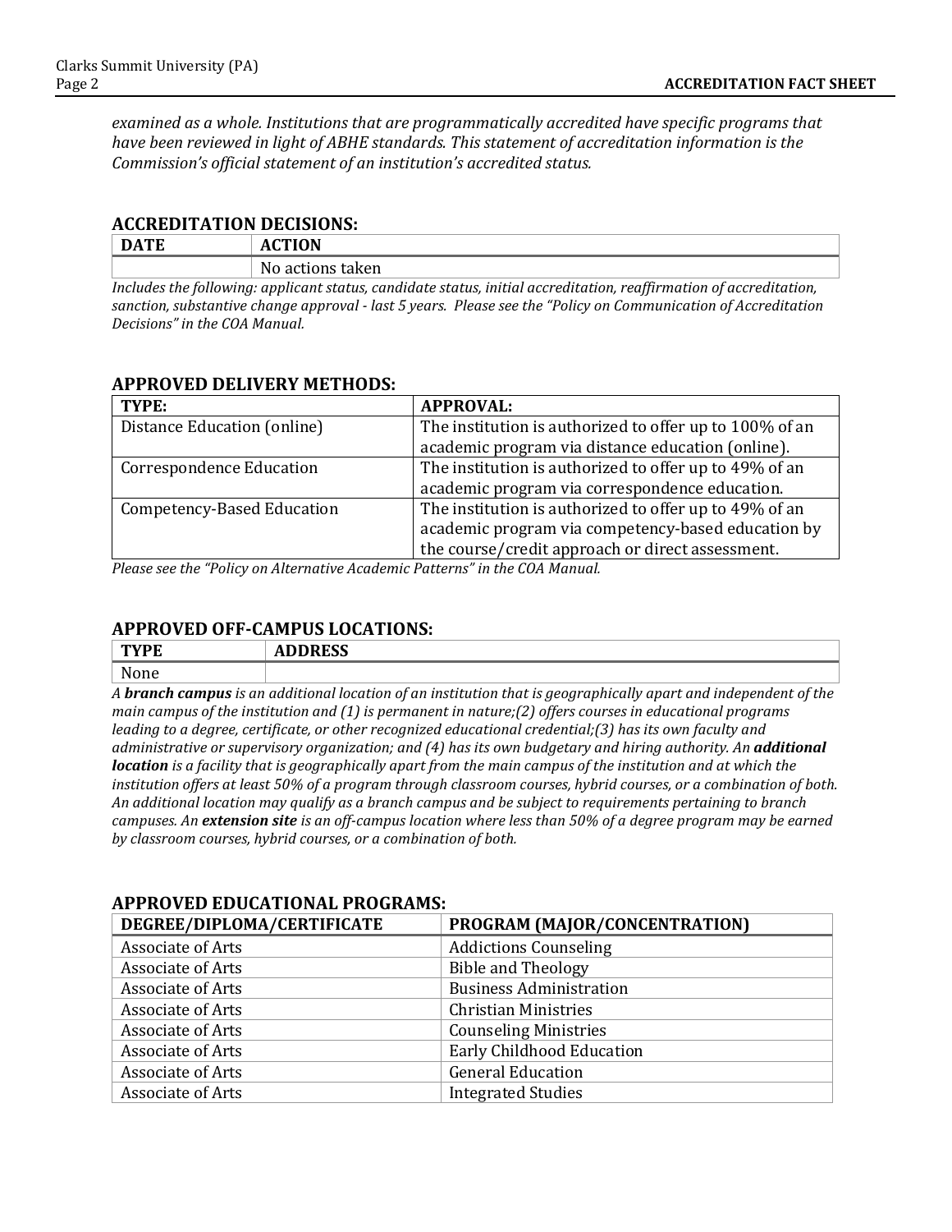*examined as a whole. Institutions that are programmatically accredited have specific programs that have been reviewed in light of ABHE standards. This statement of accreditation information is the Commission's official statement of an institution's accredited status.*

### ACCREDITATION DECISIONS:

| DATE | ACTION |
|---|---|
| | No actions taken |

*Includes the following: applicant status, candidate status, initial accreditation, reaffirmation of accreditation, sanction, substantive change approval - last 5 years. Please see the "Policy on Communication of Accreditation Decisions" in the COA Manual.*

### APPROVED DELIVERY METHODS:

| TYPE: | APPROVAL: |
|---|---|
| Distance Education (online) | The institution is authorized to offer up to 100% of an academic program via distance education (online). |
| Correspondence Education | The institution is authorized to offer up to 49% of an academic program via correspondence education. |
| Competency-Based Education | The institution is authorized to offer up to 49% of an academic program via competency-based education by the course/credit approach or direct assessment. |

*Please see the "Policy on Alternative Academic Patterns" in the COA Manual.*

### APPROVED OFF-CAMPUS LOCATIONS:

| TYPE | ADDRESS |
|---|---|
| None | |

*A **branch campus** is an additional location of an institution that is geographically apart and independent of the main campus of the institution and (1) is permanent in nature;(2) offers courses in educational programs leading to a degree, certificate, or other recognized educational credential;(3) has its own faculty and administrative or supervisory organization; and (4) has its own budgetary and hiring authority. An **additional location** is a facility that is geographically apart from the main campus of the institution and at which the institution offers at least 50% of a program through classroom courses, hybrid courses, or a combination of both. An additional location may qualify as a branch campus and be subject to requirements pertaining to branch campuses. An **extension site** is an off-campus location where less than 50% of a degree program may be earned by classroom courses, hybrid courses, or a combination of both.*

### APPROVED EDUCATIONAL PROGRAMS:

| DEGREE/DIPLOMA/CERTIFICATE | PROGRAM (MAJOR/CONCENTRATION) |
|---|---|
| Associate of Arts | Addictions Counseling |
| Associate of Arts | Bible and Theology |
| Associate of Arts | Business Administration |
| Associate of Arts | Christian Ministries |
| Associate of Arts | Counseling Ministries |
| Associate of Arts | Early Childhood Education |
| Associate of Arts | General Education |
| Associate of Arts | Integrated Studies |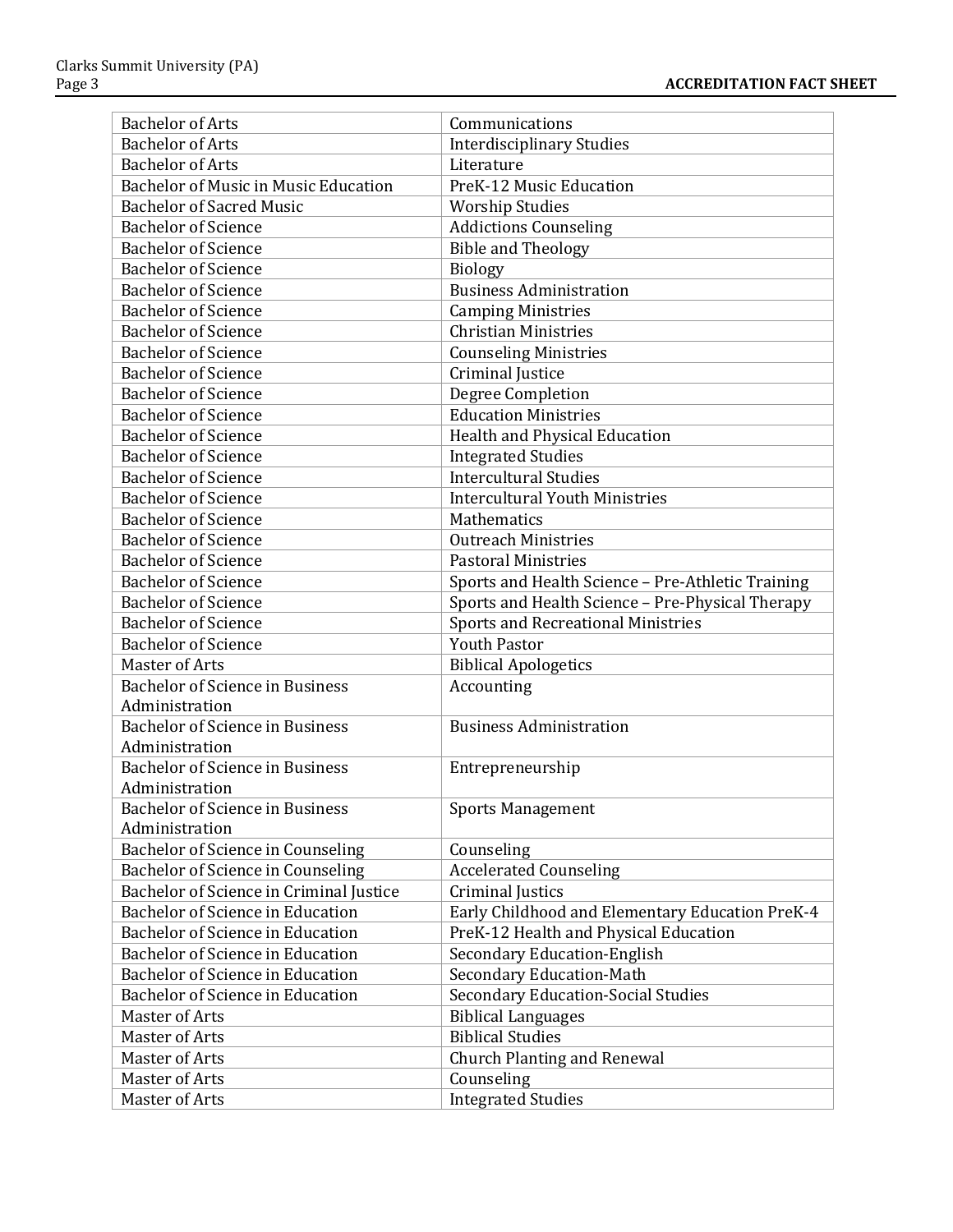| | |
|---|---|
| Bachelor of Arts | Communications |
| Bachelor of Arts | Interdisciplinary Studies |
| Bachelor of Arts | Literature |
| Bachelor of Music in Music Education | PreK-12 Music Education |
| Bachelor of Sacred Music | Worship Studies |
| Bachelor of Science | Addictions Counseling |
| Bachelor of Science | Bible and Theology |
| Bachelor of Science | Biology |
| Bachelor of Science | Business Administration |
| Bachelor of Science | Camping Ministries |
| Bachelor of Science | Christian Ministries |
| Bachelor of Science | Counseling Ministries |
| Bachelor of Science | Criminal Justice |
| Bachelor of Science | Degree Completion |
| Bachelor of Science | Education Ministries |
| Bachelor of Science | Health and Physical Education |
| Bachelor of Science | Integrated Studies |
| Bachelor of Science | Intercultural Studies |
| Bachelor of Science | Intercultural Youth Ministries |
| Bachelor of Science | Mathematics |
| Bachelor of Science | Outreach Ministries |
| Bachelor of Science | Pastoral Ministries |
| Bachelor of Science | Sports and Health Science – Pre-Athletic Training |
| Bachelor of Science | Sports and Health Science – Pre-Physical Therapy |
| Bachelor of Science | Sports and Recreational Ministries |
| Bachelor of Science | Youth Pastor |
| Master of Arts | Biblical Apologetics |
| Bachelor of Science in Business Administration | Accounting |
| Bachelor of Science in Business Administration | Business Administration |
| Bachelor of Science in Business Administration | Entrepreneurship |
| Bachelor of Science in Business Administration | Sports Management |
| Bachelor of Science in Counseling | Counseling |
| Bachelor of Science in Counseling | Accelerated Counseling |
| Bachelor of Science in Criminal Justice | Criminal Justics |
| Bachelor of Science in Education | Early Childhood and Elementary Education PreK-4 |
| Bachelor of Science in Education | PreK-12 Health and Physical Education |
| Bachelor of Science in Education | Secondary Education-English |
| Bachelor of Science in Education | Secondary Education-Math |
| Bachelor of Science in Education | Secondary Education-Social Studies |
| Master of Arts | Biblical Languages |
| Master of Arts | Biblical Studies |
| Master of Arts | Church Planting and Renewal |
| Master of Arts | Counseling |
| Master of Arts | Integrated Studies |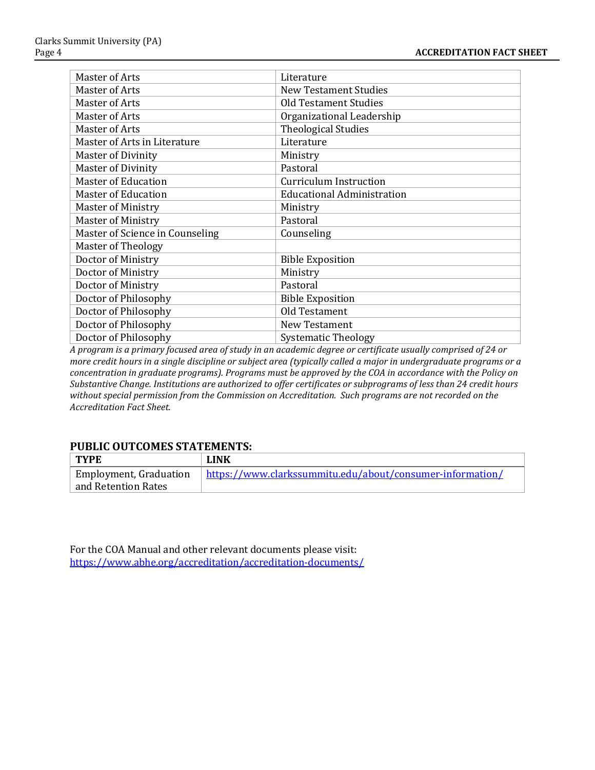| | |
|---|---|
| Master of Arts | Literature |
| Master of Arts | New Testament Studies |
| Master of Arts | Old Testament Studies |
| Master of Arts | Organizational Leadership |
| Master of Arts | Theological Studies |
| Master of Arts in Literature | Literature |
| Master of Divinity | Ministry |
| Master of Divinity | Pastoral |
| Master of Education | Curriculum Instruction |
| Master of Education | Educational Administration |
| Master of Ministry | Ministry |
| Master of Ministry | Pastoral |
| Master of Science in Counseling | Counseling |
| Master of Theology | |
| Doctor of Ministry | Bible Exposition |
| Doctor of Ministry | Ministry |
| Doctor of Ministry | Pastoral |
| Doctor of Philosophy | Bible Exposition |
| Doctor of Philosophy | Old Testament |
| Doctor of Philosophy | New Testament |
| Doctor of Philosophy | Systematic Theology |

*A program is a primary focused area of study in an academic degree or certificate usually comprised of 24 or more credit hours in a single discipline or subject area (typically called a major in undergraduate programs or a concentration in graduate programs). Programs must be approved by the COA in accordance with the Policy on Substantive Change. Institutions are authorized to offer certificates or subprograms of less than 24 credit hours without special permission from the Commission on Accreditation. Such programs are not recorded on the Accreditation Fact Sheet.*

## PUBLIC OUTCOMES STATEMENTS:

| TYPE | LINK |
|---|---|
| Employment, Graduation and Retention Rates | https://www.clarkssummitu.edu/about/consumer-information/ |

For the COA Manual and other relevant documents please visit:
https://www.abhe.org/accreditation/accreditation-documents/